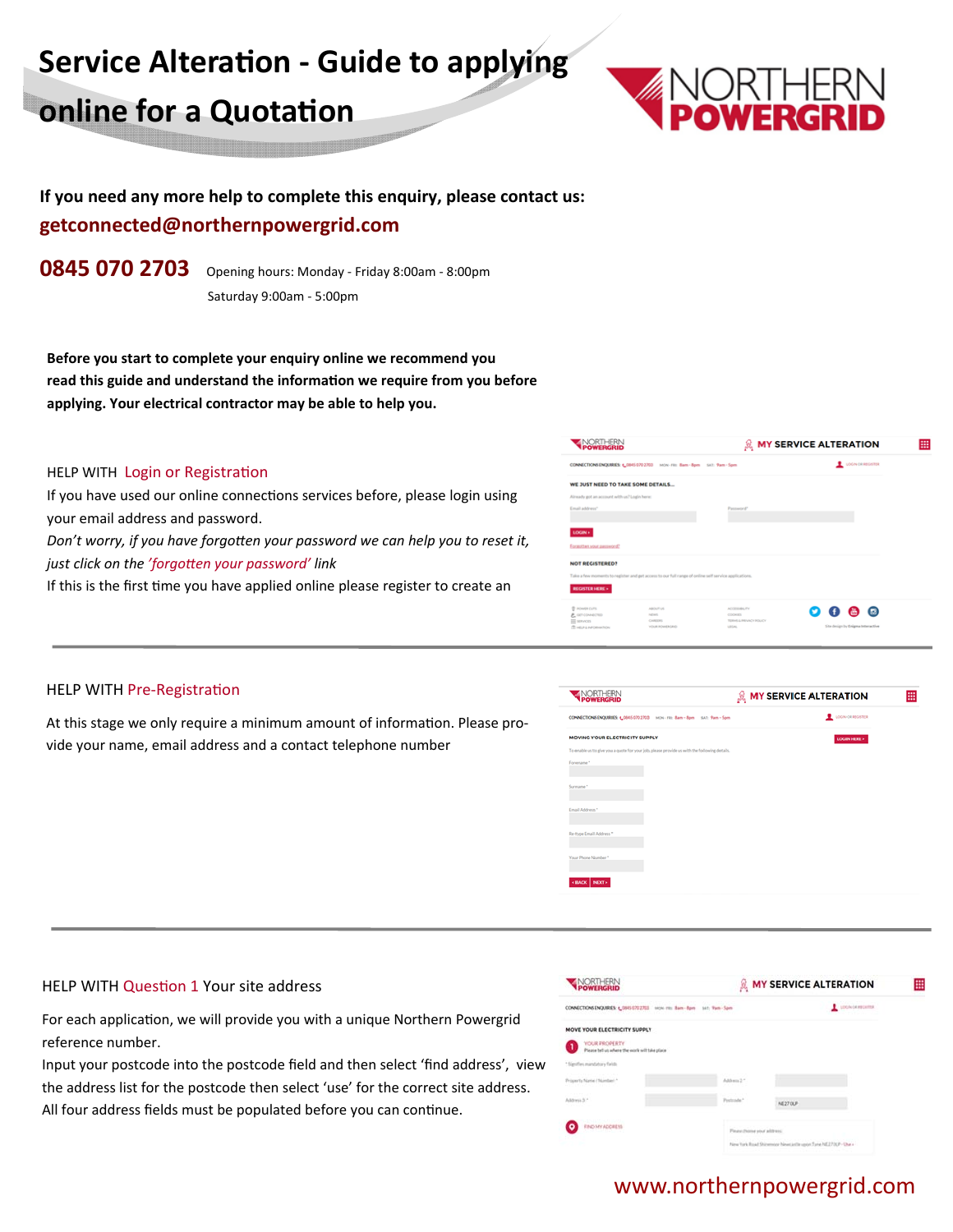# Service Alteration - Guide to applying online for a Quotation

NORTHERN POWERGRID

**If you need any more help to complete this enquiry, please contact us:**

**getconnected@northernpowergrid.com**

**0845 070 2703** Opening hours: Monday - Friday 8:00am - 8:00pm

Saturday 9:00am - 5:00pm

**Before you start to complete your enquiry online we recommend you read this guide and understand the information we require from you before applying. Your electrical contractor may be able to help you.**

## HELP WITH Login or Registration

If you have used our online connections services before, please login using your email address and password.

*Don't worry, if you have forgotten your password we can help you to reset it, just click on the 'forgotten your password' link*

If this is the first time you have applied online please register to create an

## HELP WITH Pre-Registration

At this stage we only require a minimum amount of information. Please provide your name, email address and a contact telephone number

## HELP WITH Question 1 Your site address

For each application, we will provide you with a unique Northern Powergrid reference number.

Input your postcode into the postcode field and then select 'find address', view the address list for the postcode then select 'use' for the correct site address. All four address fields must be populated before you can continue.

www.northernpowergrid.com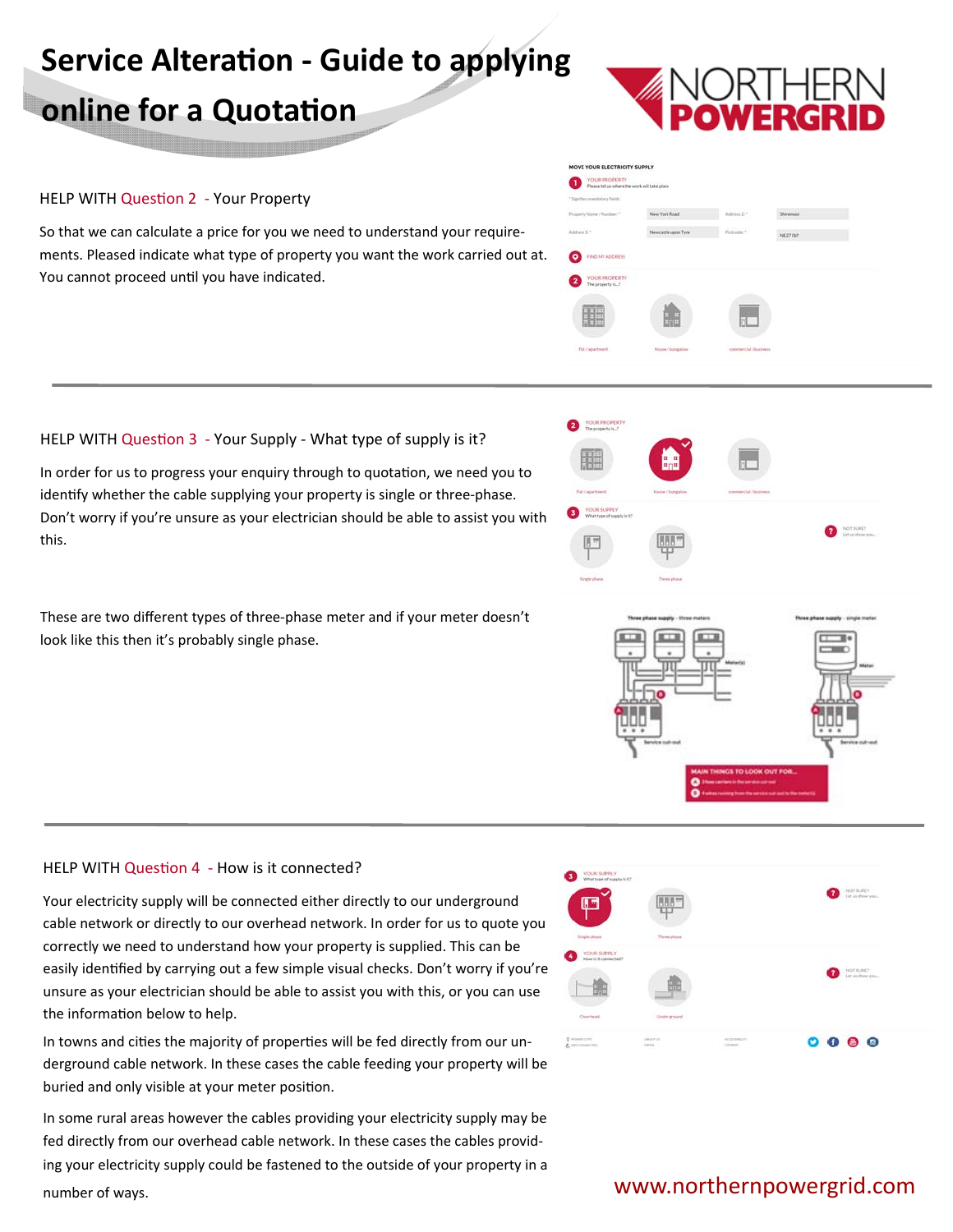# Service Alteration - Guide to applying online for a Quotation

NORTHERN POWERGRID

HELP WITH Question 2 - Your Property

So that we can calculate a price for you we need to understand your requirements. Pleased indicate what type of property you want the work carried out at. You cannot proceed until you have indicated.

HELP WITH Question 3 - Your Supply - What type of supply is it?

In order for us to progress your enquiry through to quotation, we need you to identify whether the cable supplying your property is single or three-phase. Don't worry if you're unsure as your electrician should be able to assist you with this.

These are two different types of three-phase meter and if your meter doesn't look like this then it's probably single phase.

HELP WITH Question 4 - How is it connected?

Your electricity supply will be connected either directly to our underground cable network or directly to our overhead network. In order for us to quote you correctly we need to understand how your property is supplied. This can be easily identified by carrying out a few simple visual checks. Don't worry if you're unsure as your electrician should be able to assist you with this, or you can use the information below to help.

In towns and cities the majority of properties will be fed directly from our underground cable network. In these cases the cable feeding your property will be buried and only visible at your meter position.

In some rural areas however the cables providing your electricity supply may be fed directly from our overhead cable network. In these cases the cables providing your electricity supply could be fastened to the outside of your property in a number of ways.

www.northernpowergrid.com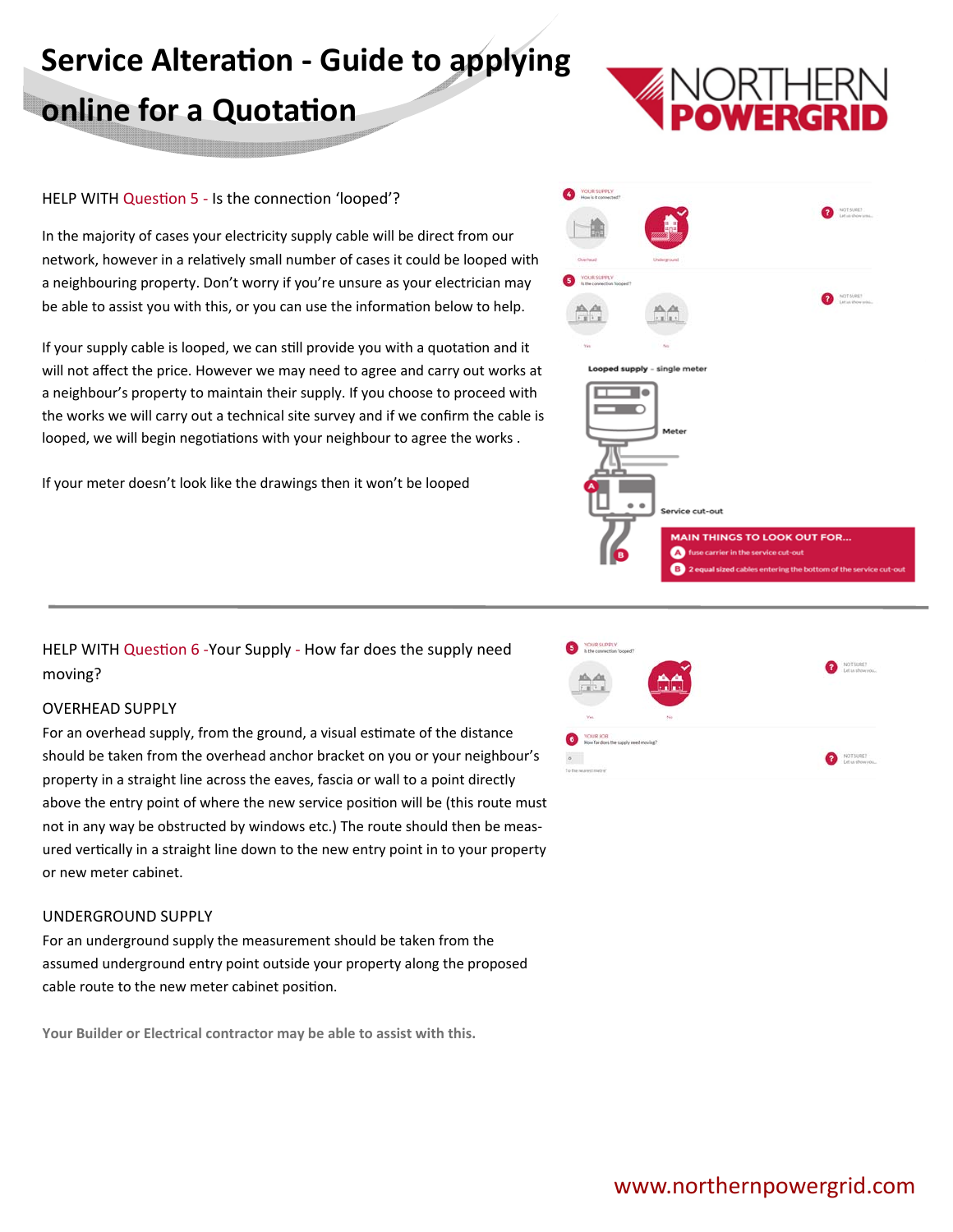# Service Alteration - Guide to applying online for a Quotation

HELP WITH Question 5 - Is the connection 'looped'?

In the majority of cases your electricity supply cable will be direct from our network, however in a relatively small number of cases it could be looped with a neighbouring property. Don't worry if you're unsure as your electrician may be able to assist you with this, or you can use the information below to help.

If your supply cable is looped, we can still provide you with a quotation and it will not affect the price. However we may need to agree and carry out works at a neighbour's property to maintain their supply. If you choose to proceed with the works we will carry out a technical site survey and if we confirm the cable is looped, we will begin negotiations with your neighbour to agree the works .

If your meter doesn't look like the drawings then it won't be looped

**Looped supply** - single meter

Meter

Service cut-out

**MAIN THINGS TO LOOK OUT FOR...**

- A fuse carrier in the service cut-out
- B 2 equal sized cables entering the bottom of the service cut-out

---

HELP WITH Question 6 -Your Supply - How far does the supply need moving?

OVERHEAD SUPPLY

For an overhead supply, from the ground, a visual estimate of the distance should be taken from the overhead anchor bracket on you or your neighbour's property in a straight line across the eaves, fascia or wall to a point directly above the entry point of where the new service position will be (this route must not in any way be obstructed by windows etc.) The route should then be measured vertically in a straight line down to the new entry point in to your property or new meter cabinet.

UNDERGROUND SUPPLY

For an underground supply the measurement should be taken from the assumed underground entry point outside your property along the proposed cable route to the new meter cabinet position.

**Your Builder or Electrical contractor may be able to assist with this.**

www.northernpowergrid.com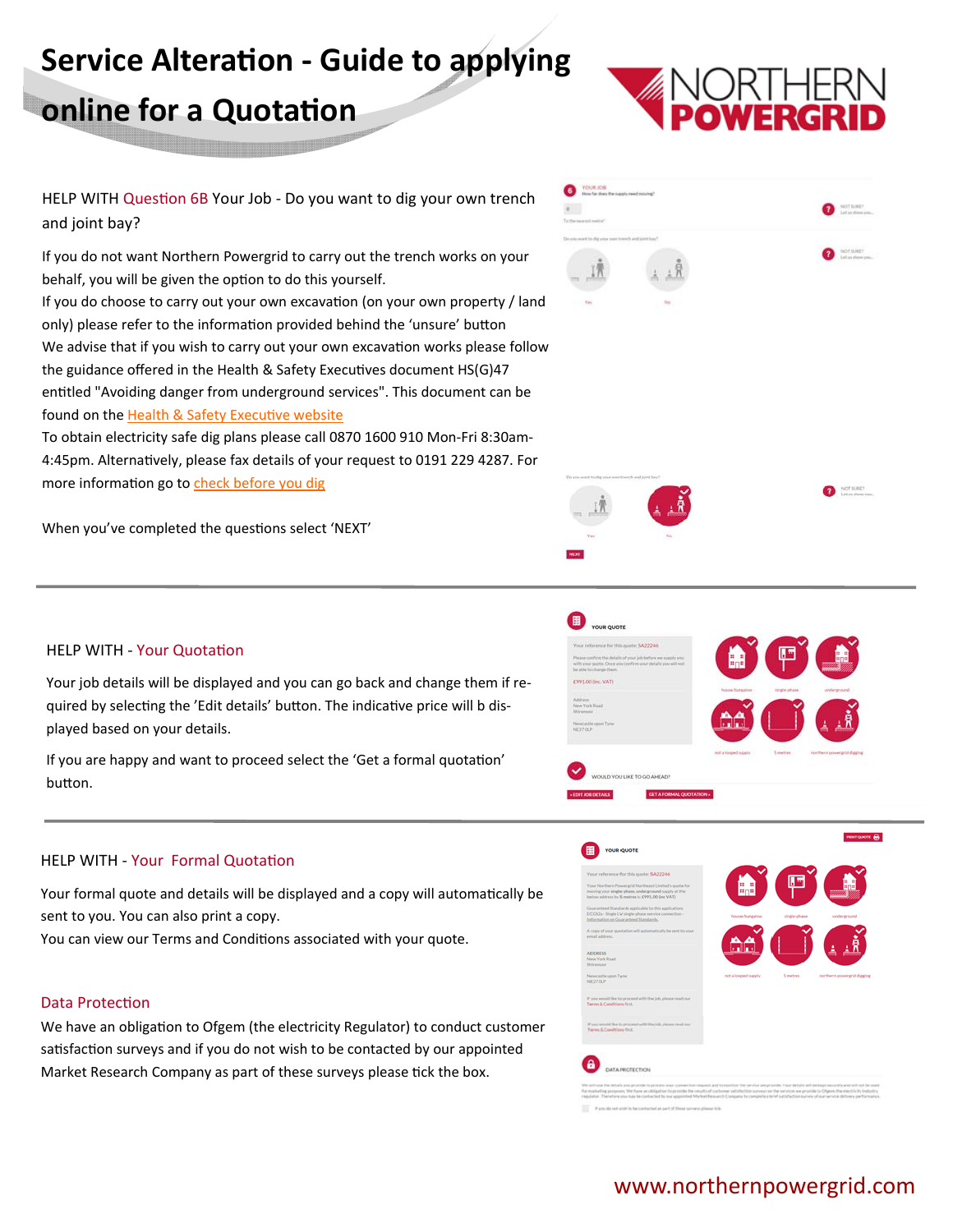# Service Alteration - Guide to applying online for a Quotation

HELP WITH Question 6B Your Job - Do you want to dig your own trench and joint bay?

If you do not want Northern Powergrid to carry out the trench works on your behalf, you will be given the option to do this yourself.
If you do choose to carry out your own excavation (on your own property / land only) please refer to the information provided behind the 'unsure' button
We advise that if you wish to carry out your own excavation works please follow the guidance offered in the Health & Safety Executives document HS(G)47 entitled "Avoiding danger from underground services". This document can be found on the Health & Safety Executive website
To obtain electricity safe dig plans please call 0870 1600 910 Mon-Fri 8:30am-4:45pm. Alternatively, please fax details of your request to 0191 229 4287. For more information go to check before you dig

When you've completed the questions select 'NEXT'

---

HELP WITH - Your Quotation

Your job details will be displayed and you can go back and change them if required by selecting the 'Edit details' button. The indicative price will b displayed based on your details.

If you are happy and want to proceed select the 'Get a formal quotation' button.

---

HELP WITH - Your Formal Quotation

Your formal quote and details will be displayed and a copy will automatically be sent to you. You can also print a copy.
You can view our Terms and Conditions associated with your quote.

## Data Protection

We have an obligation to Ofgem (the electricity Regulator) to conduct customer satisfaction surveys and if you do not wish to be contacted by our appointed Market Research Company as part of these surveys please tick the box.

www.northernpowergrid.com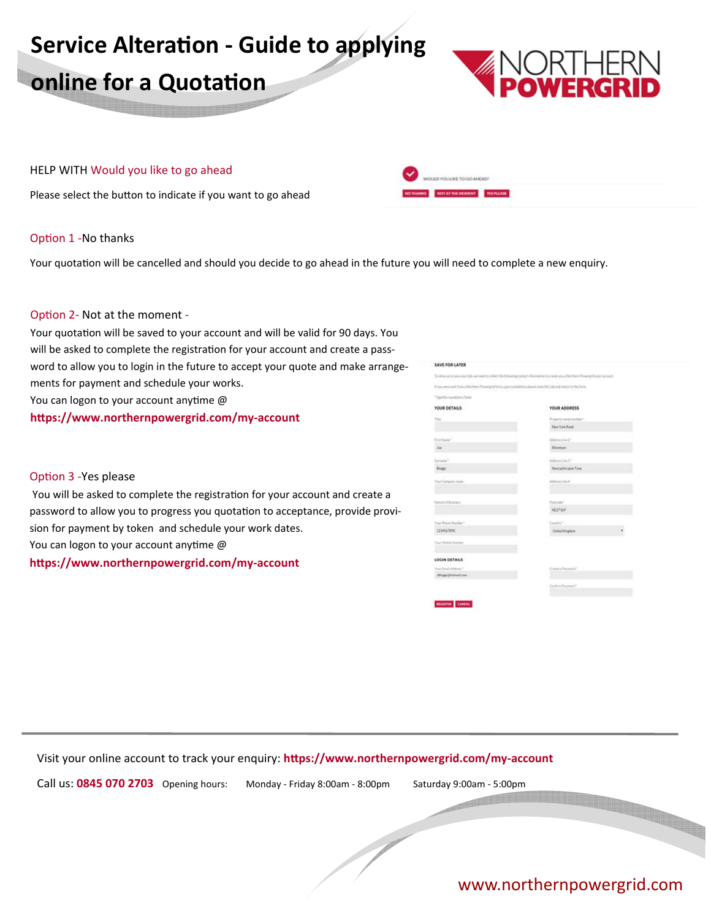# Service Alteration - Guide to applying online for a Quotation

HELP WITH Would you like to go ahead

Please select the button to indicate if you want to go ahead

Option 1 -No thanks

Your quotation will be cancelled and should you decide to go ahead in the future you will need to complete a new enquiry.

Option 2- Not at the moment -

Your quotation will be saved to your account and will be valid for 90 days. You will be asked to complete the registration for your account and create a password to allow you to login in the future to accept your quote and make arrangements for payment and schedule your works.

You can logon to your account anytime @

**https://www.northernpowergrid.com/my-account**

Option 3 -Yes please

You will be asked to complete the registration for your account and create a password to allow you to progress you quotation to acceptance, provide provision for payment by token and schedule your work dates.

You can logon to your account anytime @

**https://www.northernpowergrid.com/my-account**

Visit your online account to track your enquiry: **https://www.northernpowergrid.com/my-account**

Call us: **0845 070 2703** Opening hours: Monday - Friday 8:00am - 8:00pm Saturday 9:00am - 5:00pm

www.northernpowergrid.com